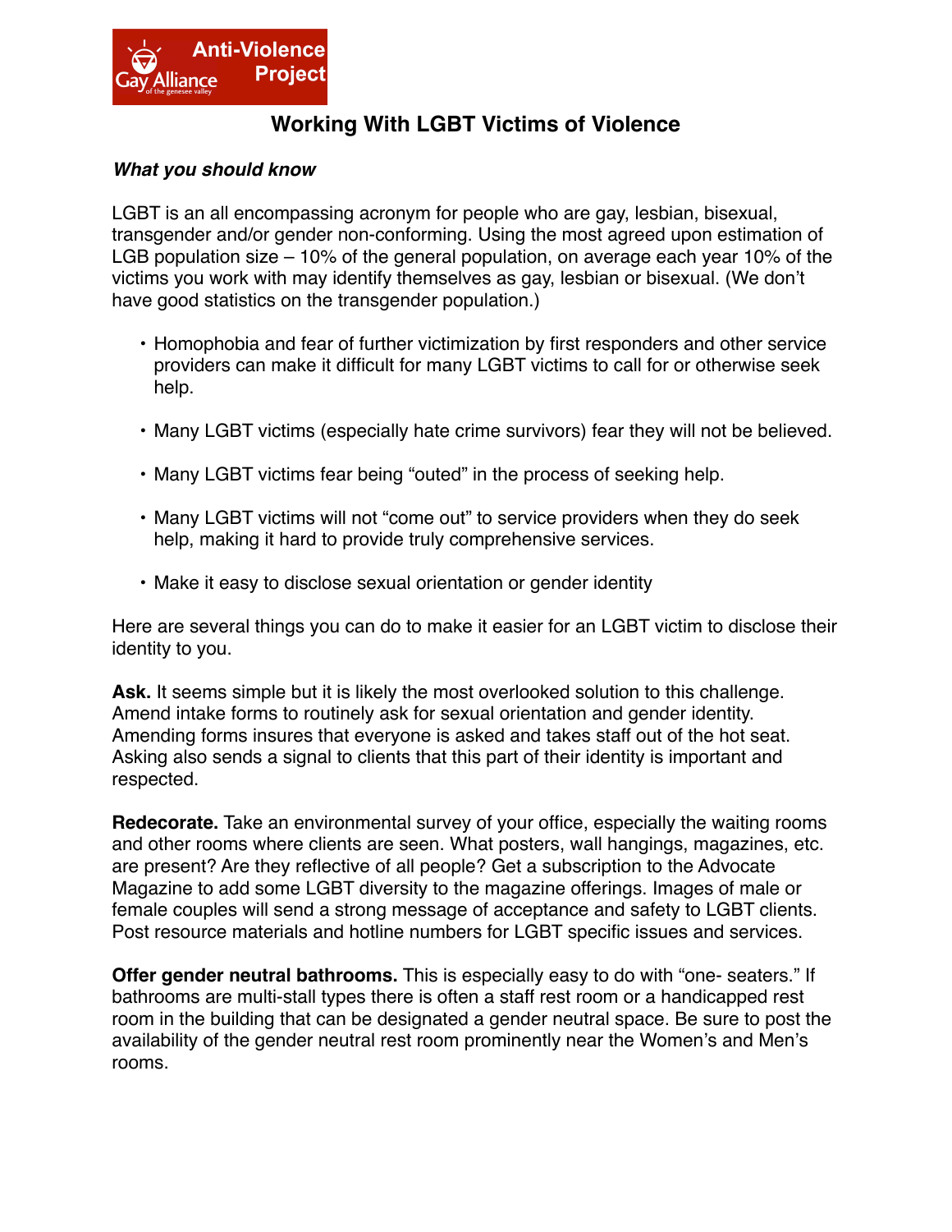Anti-Violence Project

Gay Alliance of the genesee valley

# Working With LGBT Victims of Violence

***What you should know***

LGBT is an all encompassing acronym for people who are gay, lesbian, bisexual, transgender and/or gender non-conforming. Using the most agreed upon estimation of LGB population size – 10% of the general population, on average each year 10% of the victims you work with may identify themselves as gay, lesbian or bisexual. (We don't have good statistics on the transgender population.)

- Homophobia and fear of further victimization by first responders and other service providers can make it difficult for many LGBT victims to call for or otherwise seek help.
- Many LGBT victims (especially hate crime survivors) fear they will not be believed.
- Many LGBT victims fear being "outed" in the process of seeking help.
- Many LGBT victims will not "come out" to service providers when they do seek help, making it hard to provide truly comprehensive services.
- Make it easy to disclose sexual orientation or gender identity

Here are several things you can do to make it easier for an LGBT victim to disclose their identity to you.

**Ask.** It seems simple but it is likely the most overlooked solution to this challenge. Amend intake forms to routinely ask for sexual orientation and gender identity. Amending forms insures that everyone is asked and takes staff out of the hot seat. Asking also sends a signal to clients that this part of their identity is important and respected.

**Redecorate.** Take an environmental survey of your office, especially the waiting rooms and other rooms where clients are seen. What posters, wall hangings, magazines, etc. are present? Are they reflective of all people? Get a subscription to the Advocate Magazine to add some LGBT diversity to the magazine offerings. Images of male or female couples will send a strong message of acceptance and safety to LGBT clients. Post resource materials and hotline numbers for LGBT specific issues and services.

**Offer gender neutral bathrooms.** This is especially easy to do with "one- seaters." If bathrooms are multi-stall types there is often a staff rest room or a handicapped rest room in the building that can be designated a gender neutral space. Be sure to post the availability of the gender neutral rest room prominently near the Women's and Men's rooms.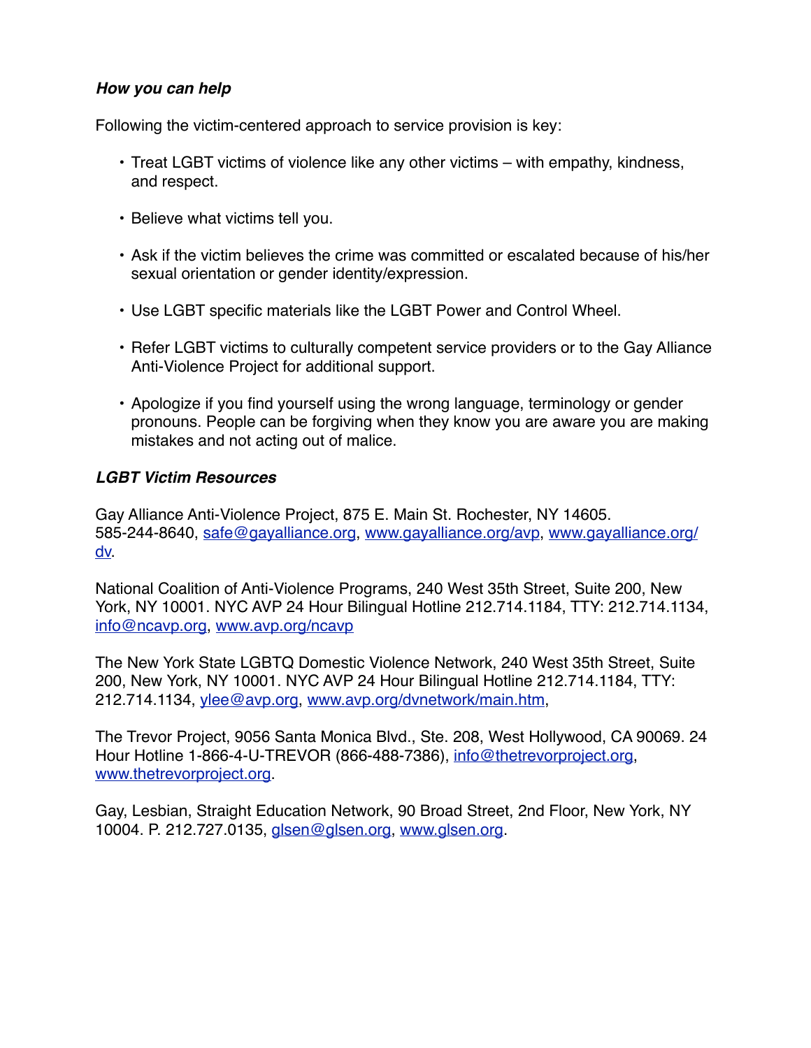### ***How you can help***

Following the victim-centered approach to service provision is key:

- Treat LGBT victims of violence like any other victims – with empathy, kindness, and respect.
- Believe what victims tell you.
- Ask if the victim believes the crime was committed or escalated because of his/her sexual orientation or gender identity/expression.
- Use LGBT specific materials like the LGBT Power and Control Wheel.
- Refer LGBT victims to culturally competent service providers or to the Gay Alliance Anti-Violence Project for additional support.
- Apologize if you find yourself using the wrong language, terminology or gender pronouns. People can be forgiving when they know you are aware you are making mistakes and not acting out of malice.

### ***LGBT Victim Resources***

Gay Alliance Anti-Violence Project, 875 E. Main St. Rochester, NY 14605. 585-244-8640, safe@gayalliance.org, www.gayalliance.org/avp, www.gayalliance.org/dv.

National Coalition of Anti-Violence Programs, 240 West 35th Street, Suite 200, New York, NY 10001. NYC AVP 24 Hour Bilingual Hotline 212.714.1184, TTY: 212.714.1134, info@ncavp.org, www.avp.org/ncavp

The New York State LGBTQ Domestic Violence Network, 240 West 35th Street, Suite 200, New York, NY 10001. NYC AVP 24 Hour Bilingual Hotline 212.714.1184, TTY: 212.714.1134, ylee@avp.org, www.avp.org/dvnetwork/main.htm,

The Trevor Project, 9056 Santa Monica Blvd., Ste. 208, West Hollywood, CA 90069. 24 Hour Hotline 1-866-4-U-TREVOR (866-488-7386), info@thetrevorproject.org, www.thetrevorproject.org.

Gay, Lesbian, Straight Education Network, 90 Broad Street, 2nd Floor, New York, NY 10004. P. 212.727.0135, glsen@glsen.org, www.glsen.org.